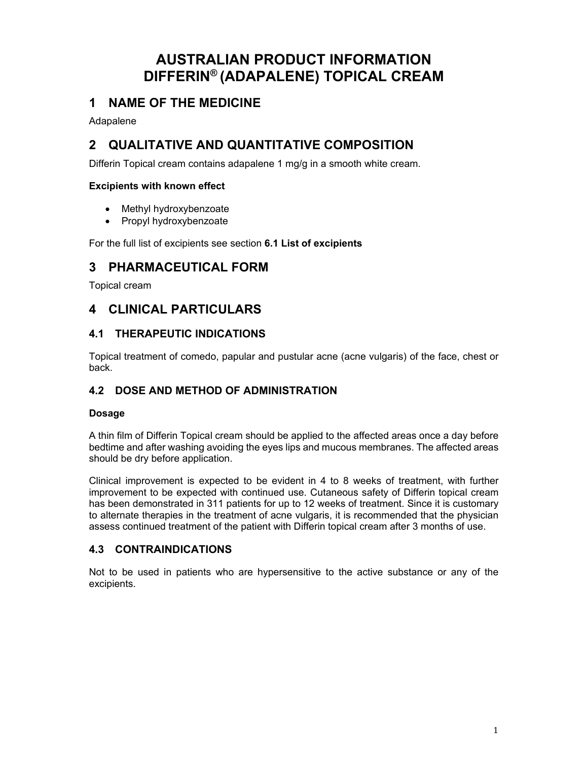# AUSTRALIAN PRODUCT INFORMATION DIFFERIN® (ADAPALENE) TOPICAL CREAM

## 1 NAME OF THE MEDICINE

Adapalene

## 2 QUALITATIVE AND QUANTITATIVE COMPOSITION

Differin Topical cream contains adapalene 1 mg/g in a smooth white cream.

**Excipients with known effect**

- Methyl hydroxybenzoate
- Propyl hydroxybenzoate

For the full list of excipients see section **6.1 List of excipients**

## 3 PHARMACEUTICAL FORM

Topical cream

## 4 CLINICAL PARTICULARS

### 4.1 THERAPEUTIC INDICATIONS

Topical treatment of comedo, papular and pustular acne (acne vulgaris) of the face, chest or back.

### 4.2 DOSE AND METHOD OF ADMINISTRATION

**Dosage**

A thin film of Differin Topical cream should be applied to the affected areas once a day before bedtime and after washing avoiding the eyes lips and mucous membranes. The affected areas should be dry before application.

Clinical improvement is expected to be evident in 4 to 8 weeks of treatment, with further improvement to be expected with continued use. Cutaneous safety of Differin topical cream has been demonstrated in 311 patients for up to 12 weeks of treatment. Since it is customary to alternate therapies in the treatment of acne vulgaris, it is recommended that the physician assess continued treatment of the patient with Differin topical cream after 3 months of use.

### 4.3 CONTRAINDICATIONS

Not to be used in patients who are hypersensitive to the active substance or any of the excipients.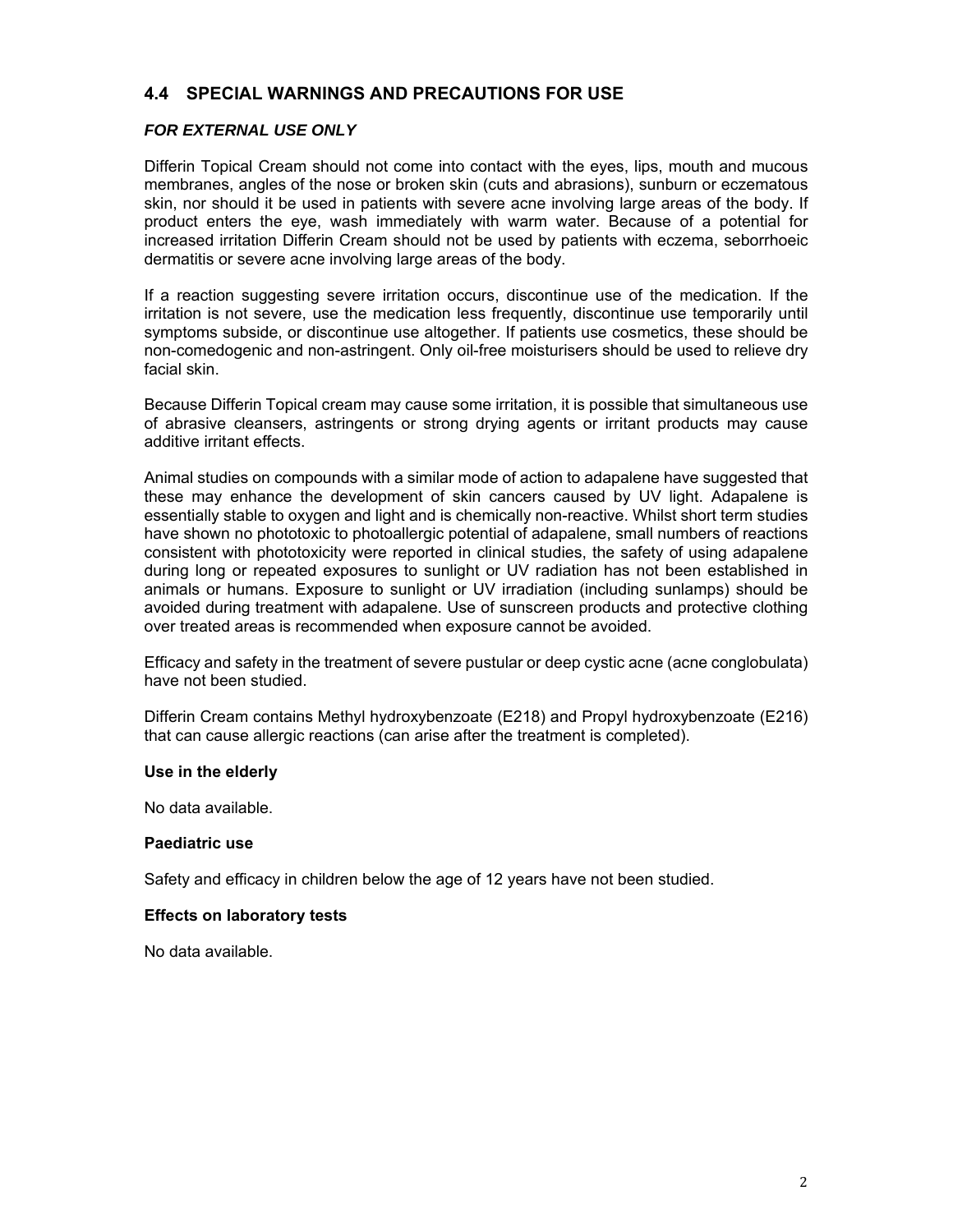## 4.4 SPECIAL WARNINGS AND PRECAUTIONS FOR USE

***FOR EXTERNAL USE ONLY***

Differin Topical Cream should not come into contact with the eyes, lips, mouth and mucous membranes, angles of the nose or broken skin (cuts and abrasions), sunburn or eczematous skin, nor should it be used in patients with severe acne involving large areas of the body. If product enters the eye, wash immediately with warm water. Because of a potential for increased irritation Differin Cream should not be used by patients with eczema, seborrhoeic dermatitis or severe acne involving large areas of the body.

If a reaction suggesting severe irritation occurs, discontinue use of the medication. If the irritation is not severe, use the medication less frequently, discontinue use temporarily until symptoms subside, or discontinue use altogether. If patients use cosmetics, these should be non-comedogenic and non-astringent. Only oil-free moisturisers should be used to relieve dry facial skin.

Because Differin Topical cream may cause some irritation, it is possible that simultaneous use of abrasive cleansers, astringents or strong drying agents or irritant products may cause additive irritant effects.

Animal studies on compounds with a similar mode of action to adapalene have suggested that these may enhance the development of skin cancers caused by UV light. Adapalene is essentially stable to oxygen and light and is chemically non-reactive. Whilst short term studies have shown no phototoxic to photoallergic potential of adapalene, small numbers of reactions consistent with phototoxicity were reported in clinical studies, the safety of using adapalene during long or repeated exposures to sunlight or UV radiation has not been established in animals or humans. Exposure to sunlight or UV irradiation (including sunlamps) should be avoided during treatment with adapalene. Use of sunscreen products and protective clothing over treated areas is recommended when exposure cannot be avoided.

Efficacy and safety in the treatment of severe pustular or deep cystic acne (acne conglobulata) have not been studied.

Differin Cream contains Methyl hydroxybenzoate (E218) and Propyl hydroxybenzoate (E216) that can cause allergic reactions (can arise after the treatment is completed).

**Use in the elderly**

No data available.

**Paediatric use**

Safety and efficacy in children below the age of 12 years have not been studied.

**Effects on laboratory tests**

No data available.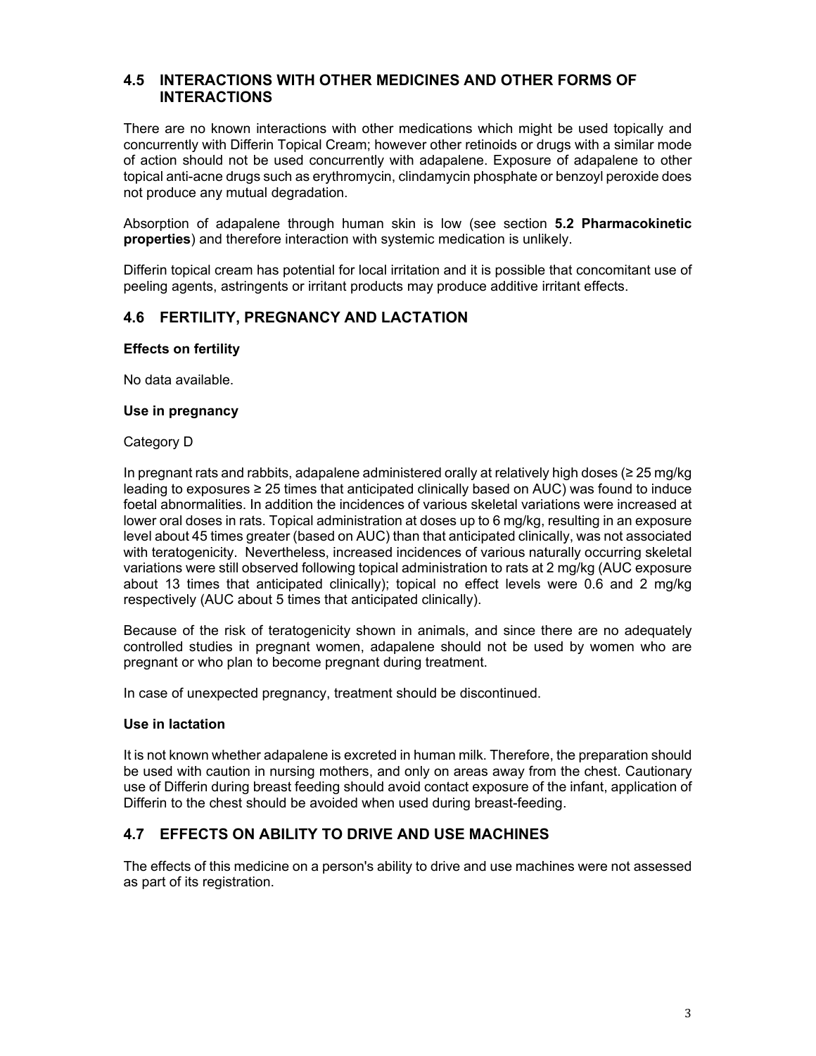## 4.5 INTERACTIONS WITH OTHER MEDICINES AND OTHER FORMS OF INTERACTIONS

There are no known interactions with other medications which might be used topically and concurrently with Differin Topical Cream; however other retinoids or drugs with a similar mode of action should not be used concurrently with adapalene. Exposure of adapalene to other topical anti-acne drugs such as erythromycin, clindamycin phosphate or benzoyl peroxide does not produce any mutual degradation.

Absorption of adapalene through human skin is low (see section **5.2 Pharmacokinetic properties**) and therefore interaction with systemic medication is unlikely.

Differin topical cream has potential for local irritation and it is possible that concomitant use of peeling agents, astringents or irritant products may produce additive irritant effects.

## 4.6 FERTILITY, PREGNANCY AND LACTATION

**Effects on fertility**

No data available.

**Use in pregnancy**

Category D

In pregnant rats and rabbits, adapalene administered orally at relatively high doses (≥ 25 mg/kg leading to exposures ≥ 25 times that anticipated clinically based on AUC) was found to induce foetal abnormalities. In addition the incidences of various skeletal variations were increased at lower oral doses in rats. Topical administration at doses up to 6 mg/kg, resulting in an exposure level about 45 times greater (based on AUC) than that anticipated clinically, was not associated with teratogenicity. Nevertheless, increased incidences of various naturally occurring skeletal variations were still observed following topical administration to rats at 2 mg/kg (AUC exposure about 13 times that anticipated clinically); topical no effect levels were 0.6 and 2 mg/kg respectively (AUC about 5 times that anticipated clinically).

Because of the risk of teratogenicity shown in animals, and since there are no adequately controlled studies in pregnant women, adapalene should not be used by women who are pregnant or who plan to become pregnant during treatment.

In case of unexpected pregnancy, treatment should be discontinued.

**Use in lactation**

It is not known whether adapalene is excreted in human milk. Therefore, the preparation should be used with caution in nursing mothers, and only on areas away from the chest. Cautionary use of Differin during breast feeding should avoid contact exposure of the infant, application of Differin to the chest should be avoided when used during breast-feeding.

## 4.7 EFFECTS ON ABILITY TO DRIVE AND USE MACHINES

The effects of this medicine on a person's ability to drive and use machines were not assessed as part of its registration.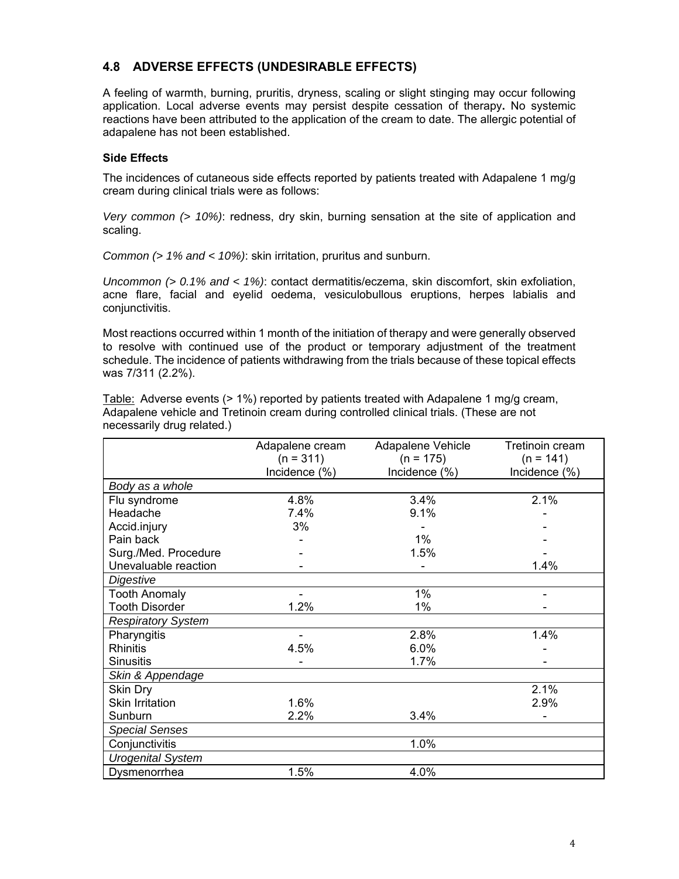## 4.8 ADVERSE EFFECTS (UNDESIRABLE EFFECTS)

A feeling of warmth, burning, pruritis, dryness, scaling or slight stinging may occur following application. Local adverse events may persist despite cessation of therapy**.** No systemic reactions have been attributed to the application of the cream to date. The allergic potential of adapalene has not been established.

### Side Effects

The incidences of cutaneous side effects reported by patients treated with Adapalene 1 mg/g cream during clinical trials were as follows:

*Very common (> 10%)*: redness, dry skin, burning sensation at the site of application and scaling.

*Common (> 1% and < 10%)*: skin irritation, pruritus and sunburn.

*Uncommon (> 0.1% and < 1%)*: contact dermatitis/eczema, skin discomfort, skin exfoliation, acne flare, facial and eyelid oedema, vesiculobullous eruptions, herpes labialis and conjunctivitis.

Most reactions occurred within 1 month of the initiation of therapy and were generally observed to resolve with continued use of the product or temporary adjustment of the treatment schedule. The incidence of patients withdrawing from the trials because of these topical effects was 7/311 (2.2%).

Table: Adverse events (> 1%) reported by patients treated with Adapalene 1 mg/g cream, Adapalene vehicle and Tretinoin cream during controlled clinical trials. (These are not necessarily drug related.)

| | Adapalene cream (n = 311) Incidence (%) | Adapalene Vehicle (n = 175) Incidence (%) | Tretinoin cream (n = 141) Incidence (%) |
|---|---|---|---|
| *Body as a whole* | | | |
| Flu syndrome | 4.8% | 3.4% | 2.1% |
| Headache | 7.4% | 9.1% | - |
| Accid.injury | 3% | - | - |
| Pain back | - | 1% | - |
| Surg./Med. Procedure | - | 1.5% | - |
| Unevaluable reaction | - | - | 1.4% |
| *Digestive* | | | |
| Tooth Anomaly | - | 1% | - |
| Tooth Disorder | 1.2% | 1% | - |
| *Respiratory System* | | | |
| Pharyngitis | - | 2.8% | 1.4% |
| Rhinitis | 4.5% | 6.0% | - |
| Sinusitis | - | 1.7% | - |
| *Skin & Appendage* | | | |
| Skin Dry | | | 2.1% |
| Skin Irritation | 1.6% | | 2.9% |
| Sunburn | 2.2% | 3.4% | - |
| *Special Senses* | | | |
| Conjunctivitis | | 1.0% | |
| *Urogenital System* | | | |
| Dysmenorrhea | 1.5% | 4.0% | |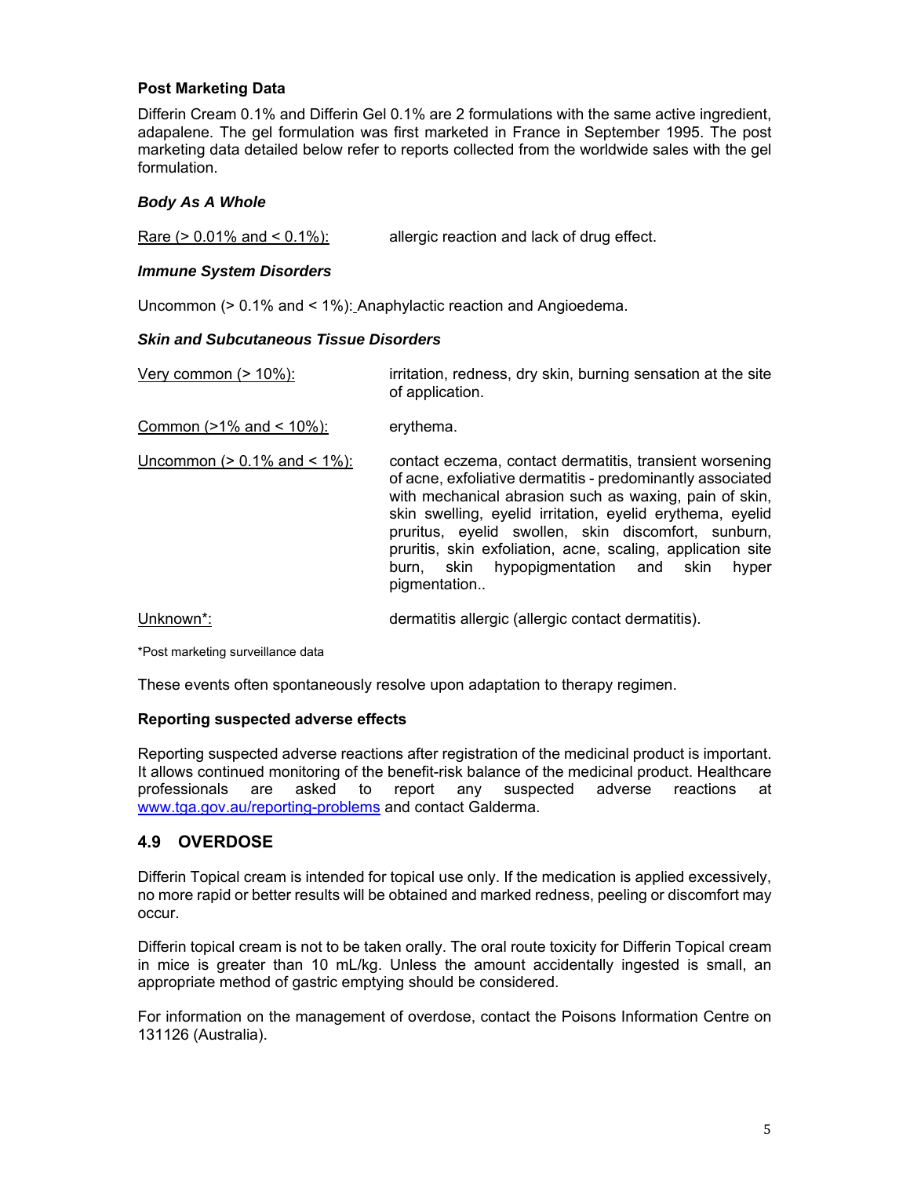**Post Marketing Data**

Differin Cream 0.1% and Differin Gel 0.1% are 2 formulations with the same active ingredient, adapalene. The gel formulation was first marketed in France in September 1995. The post marketing data detailed below refer to reports collected from the worldwide sales with the gel formulation.

***Body As A Whole***

| | |
|---|---|
| Rare (> 0.01% and < 0.1%): | allergic reaction and lack of drug effect. |

***Immune System Disorders***

Uncommon (> 0.1% and < 1%): Anaphylactic reaction and Angioedema.

***Skin and Subcutaneous Tissue Disorders***

| | |
|---|---|
| Very common (> 10%): | irritation, redness, dry skin, burning sensation at the site of application. |
| Common (>1% and < 10%): | erythema. |
| Uncommon (> 0.1% and < 1%): | contact eczema, contact dermatitis, transient worsening of acne, exfoliative dermatitis - predominantly associated with mechanical abrasion such as waxing, pain of skin, skin swelling, eyelid irritation, eyelid erythema, eyelid pruritus, eyelid swollen, skin discomfort, sunburn, pruritis, skin exfoliation, acne, scaling, application site burn, skin hypopigmentation and skin hyper pigmentation.. |
| Unknown*: | dermatitis allergic (allergic contact dermatitis). |

*Post marketing surveillance data

These events often spontaneously resolve upon adaptation to therapy regimen.

**Reporting suspected adverse effects**

Reporting suspected adverse reactions after registration of the medicinal product is important. It allows continued monitoring of the benefit-risk balance of the medicinal product. Healthcare professionals are asked to report any suspected adverse reactions at www.tga.gov.au/reporting-problems and contact Galderma.

## 4.9 OVERDOSE

Differin Topical cream is intended for topical use only. If the medication is applied excessively, no more rapid or better results will be obtained and marked redness, peeling or discomfort may occur.

Differin topical cream is not to be taken orally. The oral route toxicity for Differin Topical cream in mice is greater than 10 mL/kg. Unless the amount accidentally ingested is small, an appropriate method of gastric emptying should be considered.

For information on the management of overdose, contact the Poisons Information Centre on 131126 (Australia).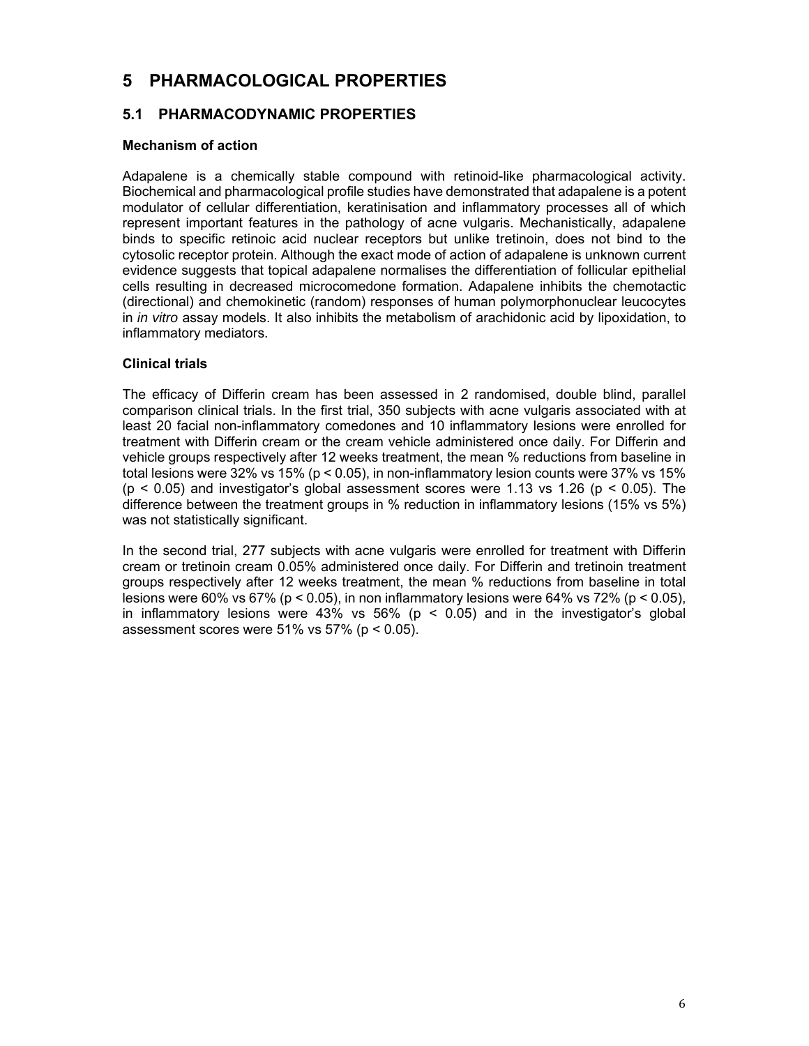# 5 PHARMACOLOGICAL PROPERTIES

## 5.1 PHARMACODYNAMIC PROPERTIES

### Mechanism of action

Adapalene is a chemically stable compound with retinoid-like pharmacological activity. Biochemical and pharmacological profile studies have demonstrated that adapalene is a potent modulator of cellular differentiation, keratinisation and inflammatory processes all of which represent important features in the pathology of acne vulgaris. Mechanistically, adapalene binds to specific retinoic acid nuclear receptors but unlike tretinoin, does not bind to the cytosolic receptor protein. Although the exact mode of action of adapalene is unknown current evidence suggests that topical adapalene normalises the differentiation of follicular epithelial cells resulting in decreased microcomedone formation. Adapalene inhibits the chemotactic (directional) and chemokinetic (random) responses of human polymorphonuclear leucocytes in *in vitro* assay models. It also inhibits the metabolism of arachidonic acid by lipoxidation, to inflammatory mediators.

### Clinical trials

The efficacy of Differin cream has been assessed in 2 randomised, double blind, parallel comparison clinical trials. In the first trial, 350 subjects with acne vulgaris associated with at least 20 facial non-inflammatory comedones and 10 inflammatory lesions were enrolled for treatment with Differin cream or the cream vehicle administered once daily. For Differin and vehicle groups respectively after 12 weeks treatment, the mean % reductions from baseline in total lesions were 32% vs 15% ($p < 0.05$), in non-inflammatory lesion counts were 37% vs 15% ($p < 0.05$) and investigator's global assessment scores were 1.13 vs 1.26 ($p < 0.05$). The difference between the treatment groups in % reduction in inflammatory lesions (15% vs 5%) was not statistically significant.

In the second trial, 277 subjects with acne vulgaris were enrolled for treatment with Differin cream or tretinoin cream 0.05% administered once daily. For Differin and tretinoin treatment groups respectively after 12 weeks treatment, the mean % reductions from baseline in total lesions were 60% vs 67% ($p < 0.05$), in non inflammatory lesions were 64% vs 72% ($p < 0.05$), in inflammatory lesions were 43% vs 56% ($p < 0.05$) and in the investigator's global assessment scores were 51% vs 57% ($p < 0.05$).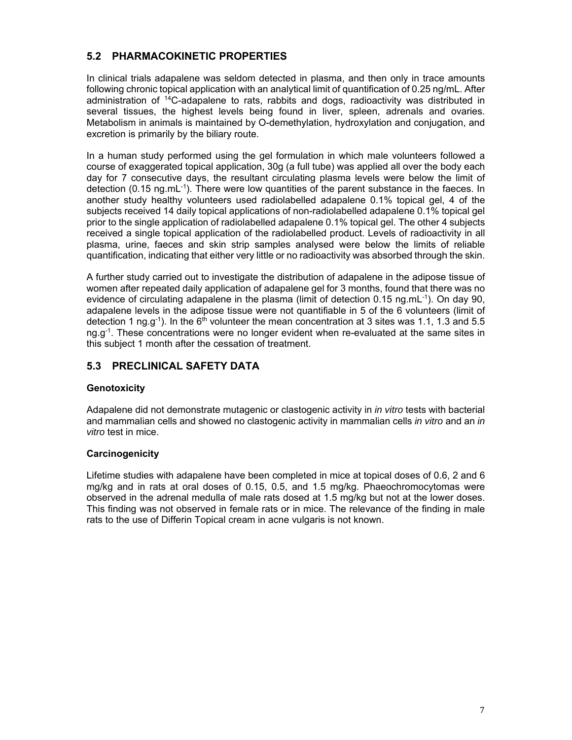## 5.2 PHARMACOKINETIC PROPERTIES

In clinical trials adapalene was seldom detected in plasma, and then only in trace amounts following chronic topical application with an analytical limit of quantification of 0.25 ng/mL. After administration of $^{14}C$-adapalene to rats, rabbits and dogs, radioactivity was distributed in several tissues, the highest levels being found in liver, spleen, adrenals and ovaries. Metabolism in animals is maintained by O-demethylation, hydroxylation and conjugation, and excretion is primarily by the biliary route.

In a human study performed using the gel formulation in which male volunteers followed a course of exaggerated topical application, 30g (a full tube) was applied all over the body each day for 7 consecutive days, the resultant circulating plasma levels were below the limit of detection (0.15 $ng.mL^{-1}$). There were low quantities of the parent substance in the faeces. In another study healthy volunteers used radiolabelled adapalene 0.1% topical gel, 4 of the subjects received 14 daily topical applications of non-radiolabelled adapalene 0.1% topical gel prior to the single application of radiolabelled adapalene 0.1% topical gel. The other 4 subjects received a single topical application of the radiolabelled product. Levels of radioactivity in all plasma, urine, faeces and skin strip samples analysed were below the limits of reliable quantification, indicating that either very little or no radioactivity was absorbed through the skin.

A further study carried out to investigate the distribution of adapalene in the adipose tissue of women after repeated daily application of adapalene gel for 3 months, found that there was no evidence of circulating adapalene in the plasma (limit of detection 0.15 $ng.mL^{-1}$). On day 90, adapalene levels in the adipose tissue were not quantifiable in 5 of the 6 volunteers (limit of detection 1 $ng.g^{-1}$). In the $6^{th}$ volunteer the mean concentration at 3 sites was 1.1, 1.3 and 5.5 $ng.g^{-1}$. These concentrations were no longer evident when re-evaluated at the same sites in this subject 1 month after the cessation of treatment.

## 5.3 PRECLINICAL SAFETY DATA

### Genotoxicity

Adapalene did not demonstrate mutagenic or clastogenic activity in *in vitro* tests with bacterial and mammalian cells and showed no clastogenic activity in mammalian cells *in vitro* and an *in vitro* test in mice.

### Carcinogenicity

Lifetime studies with adapalene have been completed in mice at topical doses of 0.6, 2 and 6 mg/kg and in rats at oral doses of 0.15, 0.5, and 1.5 mg/kg. Phaeochromocytomas were observed in the adrenal medulla of male rats dosed at 1.5 mg/kg but not at the lower doses. This finding was not observed in female rats or in mice. The relevance of the finding in male rats to the use of Differin Topical cream in acne vulgaris is not known.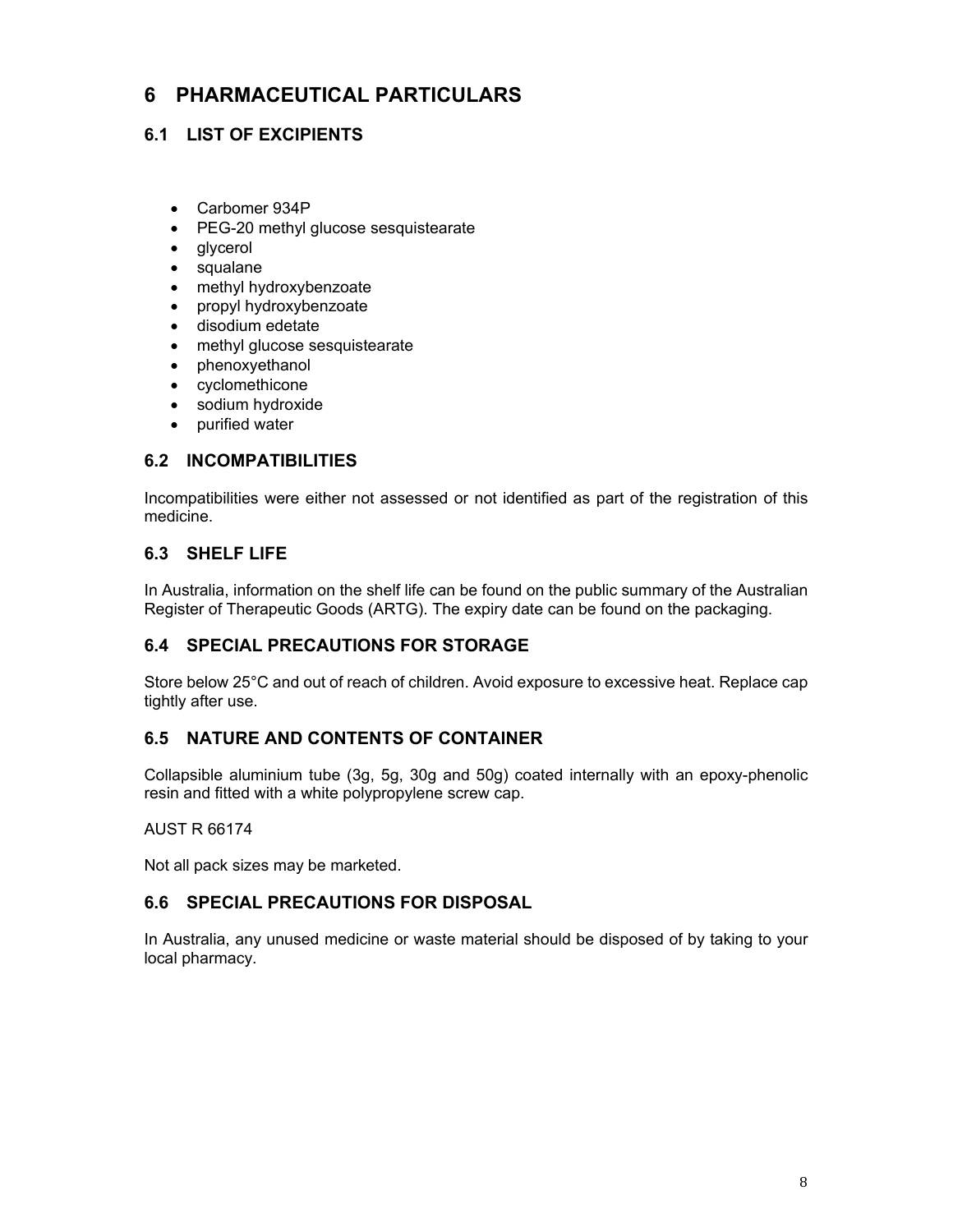# 6 PHARMACEUTICAL PARTICULARS

## 6.1 LIST OF EXCIPIENTS

- Carbomer 934P
- PEG-20 methyl glucose sesquistearate
- glycerol
- squalane
- methyl hydroxybenzoate
- propyl hydroxybenzoate
- disodium edetate
- methyl glucose sesquistearate
- phenoxyethanol
- cyclomethicone
- sodium hydroxide
- purified water

## 6.2 INCOMPATIBILITIES

Incompatibilities were either not assessed or not identified as part of the registration of this medicine.

## 6.3 SHELF LIFE

In Australia, information on the shelf life can be found on the public summary of the Australian Register of Therapeutic Goods (ARTG). The expiry date can be found on the packaging.

## 6.4 SPECIAL PRECAUTIONS FOR STORAGE

Store below 25°C and out of reach of children. Avoid exposure to excessive heat. Replace cap tightly after use.

## 6.5 NATURE AND CONTENTS OF CONTAINER

Collapsible aluminium tube (3g, 5g, 30g and 50g) coated internally with an epoxy-phenolic resin and fitted with a white polypropylene screw cap.

AUST R 66174

Not all pack sizes may be marketed.

## 6.6 SPECIAL PRECAUTIONS FOR DISPOSAL

In Australia, any unused medicine or waste material should be disposed of by taking to your local pharmacy.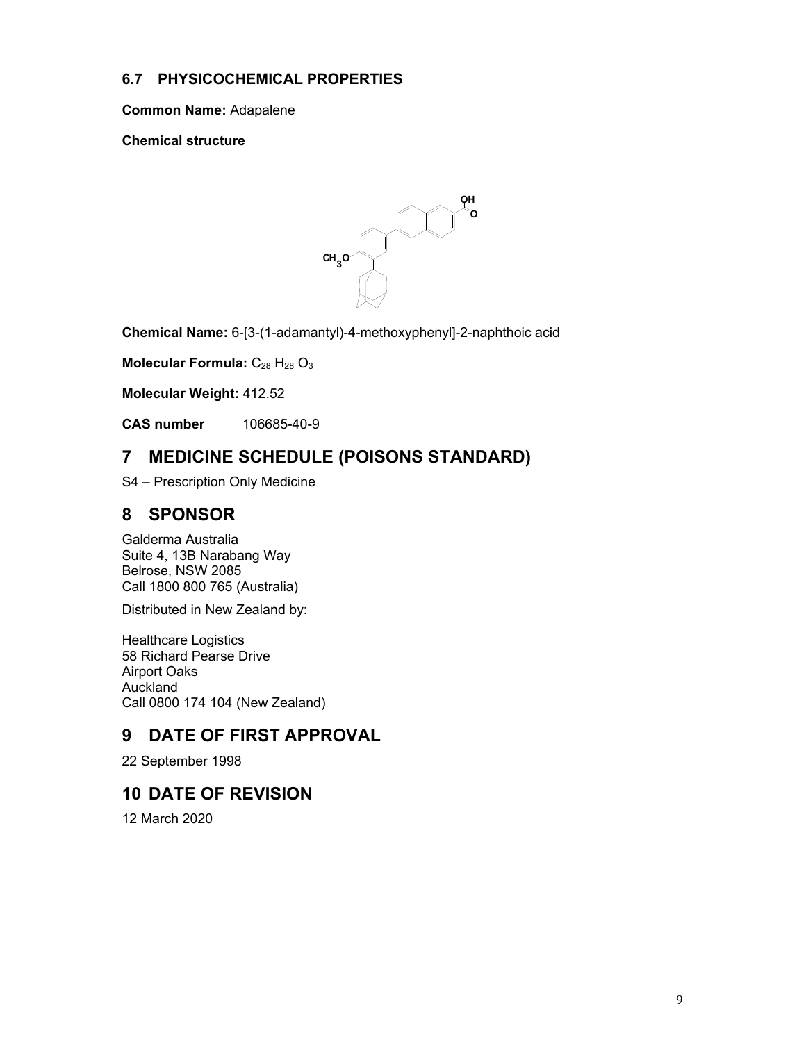### 6.7 PHYSICOCHEMICAL PROPERTIES

**Common Name:** Adapalene

**Chemical structure**

**Chemical Name:** 6-[3-(1-adamantyl)-4-methoxyphenyl]-2-naphthoic acid

**Molecular Formula:** $C_{28} H_{28} O_3$

**Molecular Weight:** 412.52

**CAS number** 106685-40-9

## 7 MEDICINE SCHEDULE (POISONS STANDARD)

S4 – Prescription Only Medicine

## 8 SPONSOR

Galderma Australia
Suite 4, 13B Narabang Way
Belrose, NSW 2085
Call 1800 800 765 (Australia)

Distributed in New Zealand by:

Healthcare Logistics
58 Richard Pearse Drive
Airport Oaks
Auckland
Call 0800 174 104 (New Zealand)

## 9 DATE OF FIRST APPROVAL

22 September 1998

## 10 DATE OF REVISION

12 March 2020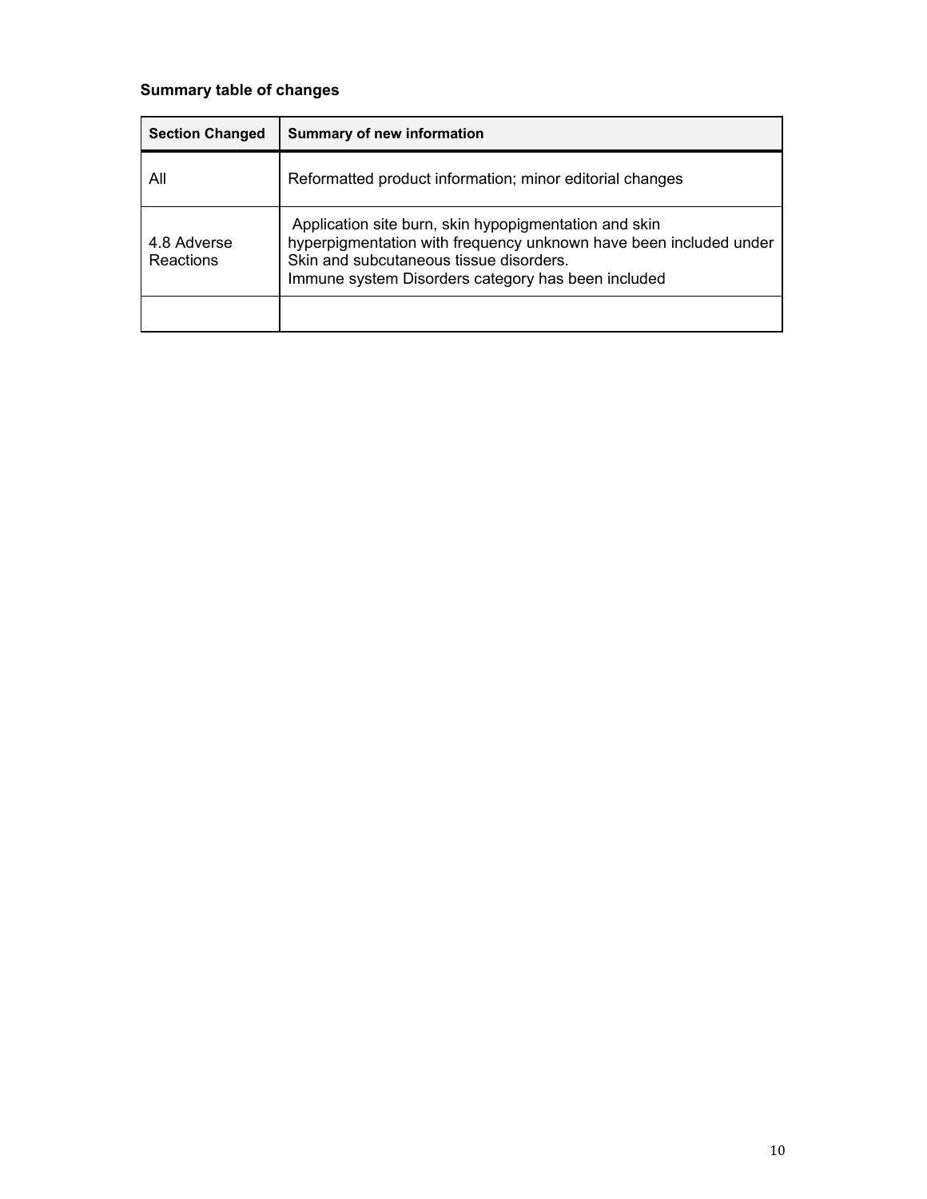**Summary table of changes**

| Section Changed | Summary of new information |
| --- | --- |
| All | Reformatted product information; minor editorial changes |
| 4.8 Adverse Reactions | Application site burn, skin hypopigmentation and skin hyperpigmentation with frequency unknown have been included under Skin and subcutaneous tissue disorders.<br>Immune system Disorders category has been included |
| | |